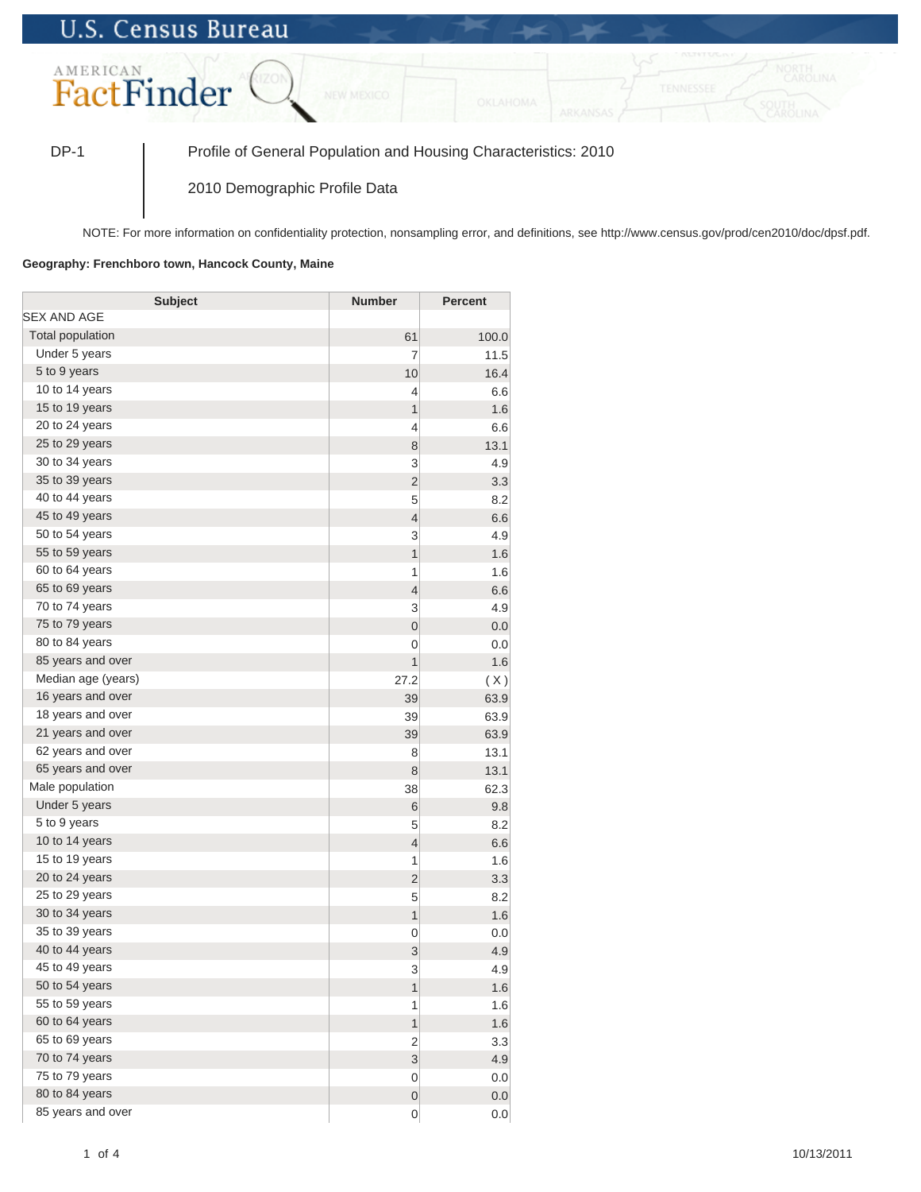U.S. Census Bureau

AMERICAN FactFinder

DP-1 Profile of General Population and Housing Characteristics: 2010

2010 Demographic Profile Data

NOTE: For more information on confidentiality protection, nonsampling error, and definitions, see http://www.census.gov/prod/cen2010/doc/dpsf.pdf.

**Geography: Frenchboro town, Hancock County, Maine**

| Subject | Number | Percent |
|---|---|---|
| SEX AND AGE | | |
| Total population | 61 | 100.0 |
| Under 5 years | 7 | 11.5 |
| 5 to 9 years | 10 | 16.4 |
| 10 to 14 years | 4 | 6.6 |
| 15 to 19 years | 1 | 1.6 |
| 20 to 24 years | 4 | 6.6 |
| 25 to 29 years | 8 | 13.1 |
| 30 to 34 years | 3 | 4.9 |
| 35 to 39 years | 2 | 3.3 |
| 40 to 44 years | 5 | 8.2 |
| 45 to 49 years | 4 | 6.6 |
| 50 to 54 years | 3 | 4.9 |
| 55 to 59 years | 1 | 1.6 |
| 60 to 64 years | 1 | 1.6 |
| 65 to 69 years | 4 | 6.6 |
| 70 to 74 years | 3 | 4.9 |
| 75 to 79 years | 0 | 0.0 |
| 80 to 84 years | 0 | 0.0 |
| 85 years and over | 1 | 1.6 |
| Median age (years) | 27.2 | ( X ) |
| 16 years and over | 39 | 63.9 |
| 18 years and over | 39 | 63.9 |
| 21 years and over | 39 | 63.9 |
| 62 years and over | 8 | 13.1 |
| 65 years and over | 8 | 13.1 |
| Male population | 38 | 62.3 |
| Under 5 years | 6 | 9.8 |
| 5 to 9 years | 5 | 8.2 |
| 10 to 14 years | 4 | 6.6 |
| 15 to 19 years | 1 | 1.6 |
| 20 to 24 years | 2 | 3.3 |
| 25 to 29 years | 5 | 8.2 |
| 30 to 34 years | 1 | 1.6 |
| 35 to 39 years | 0 | 0.0 |
| 40 to 44 years | 3 | 4.9 |
| 45 to 49 years | 3 | 4.9 |
| 50 to 54 years | 1 | 1.6 |
| 55 to 59 years | 1 | 1.6 |
| 60 to 64 years | 1 | 1.6 |
| 65 to 69 years | 2 | 3.3 |
| 70 to 74 years | 3 | 4.9 |
| 75 to 79 years | 0 | 0.0 |
| 80 to 84 years | 0 | 0.0 |
| 85 years and over | 0 | 0.0 |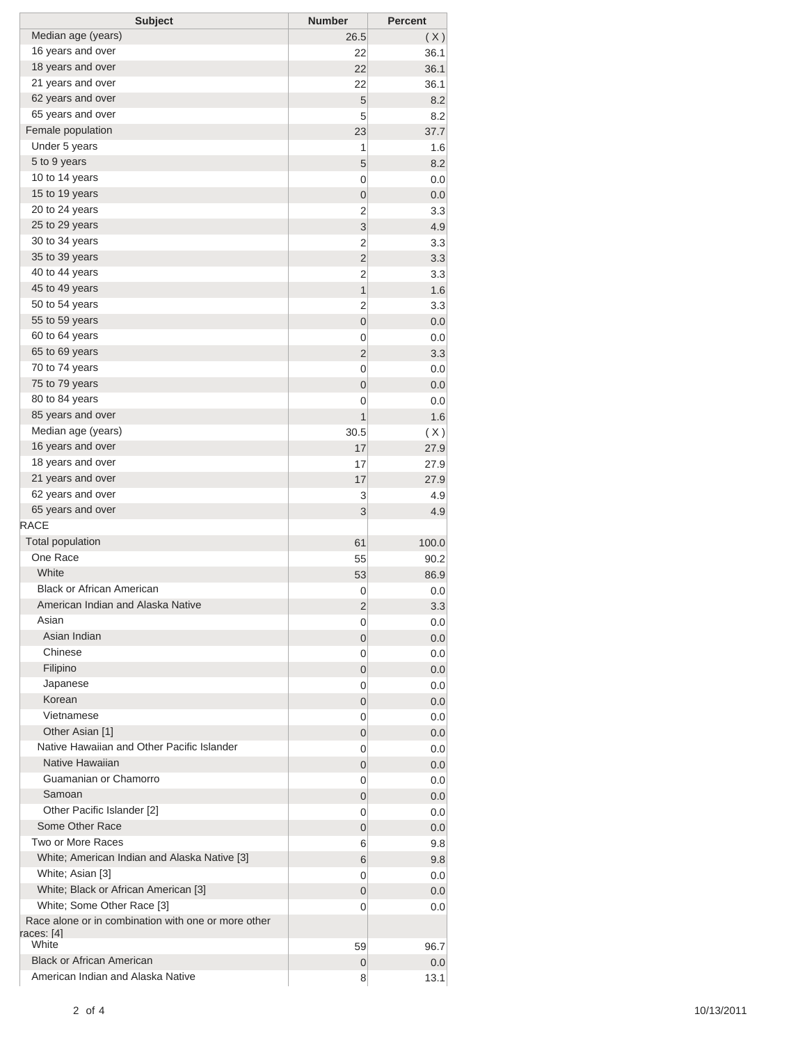| Subject | Number | Percent |
|---|---|---|
| Median age (years) | 26.5 | ( X ) |
| 16 years and over | 22 | 36.1 |
| 18 years and over | 22 | 36.1 |
| 21 years and over | 22 | 36.1 |
| 62 years and over | 5 | 8.2 |
| 65 years and over | 5 | 8.2 |
| Female population | 23 | 37.7 |
| Under 5 years | 1 | 1.6 |
| 5 to 9 years | 5 | 8.2 |
| 10 to 14 years | 0 | 0.0 |
| 15 to 19 years | 0 | 0.0 |
| 20 to 24 years | 2 | 3.3 |
| 25 to 29 years | 3 | 4.9 |
| 30 to 34 years | 2 | 3.3 |
| 35 to 39 years | 2 | 3.3 |
| 40 to 44 years | 2 | 3.3 |
| 45 to 49 years | 1 | 1.6 |
| 50 to 54 years | 2 | 3.3 |
| 55 to 59 years | 0 | 0.0 |
| 60 to 64 years | 0 | 0.0 |
| 65 to 69 years | 2 | 3.3 |
| 70 to 74 years | 0 | 0.0 |
| 75 to 79 years | 0 | 0.0 |
| 80 to 84 years | 0 | 0.0 |
| 85 years and over | 1 | 1.6 |
| Median age (years) | 30.5 | ( X ) |
| 16 years and over | 17 | 27.9 |
| 18 years and over | 17 | 27.9 |
| 21 years and over | 17 | 27.9 |
| 62 years and over | 3 | 4.9 |
| 65 years and over | 3 | 4.9 |
| RACE | | |
| Total population | 61 | 100.0 |
| One Race | 55 | 90.2 |
| White | 53 | 86.9 |
| Black or African American | 0 | 0.0 |
| American Indian and Alaska Native | 2 | 3.3 |
| Asian | 0 | 0.0 |
| Asian Indian | 0 | 0.0 |
| Chinese | 0 | 0.0 |
| Filipino | 0 | 0.0 |
| Japanese | 0 | 0.0 |
| Korean | 0 | 0.0 |
| Vietnamese | 0 | 0.0 |
| Other Asian [1] | 0 | 0.0 |
| Native Hawaiian and Other Pacific Islander | 0 | 0.0 |
| Native Hawaiian | 0 | 0.0 |
| Guamanian or Chamorro | 0 | 0.0 |
| Samoan | 0 | 0.0 |
| Other Pacific Islander [2] | 0 | 0.0 |
| Some Other Race | 0 | 0.0 |
| Two or More Races | 6 | 9.8 |
| White; American Indian and Alaska Native [3] | 6 | 9.8 |
| White; Asian [3] | 0 | 0.0 |
| White; Black or African American [3] | 0 | 0.0 |
| White; Some Other Race [3] | 0 | 0.0 |
| Race alone or in combination with one or more other races: [4] | | |
| White | 59 | 96.7 |
| Black or African American | 0 | 0.0 |
| American Indian and Alaska Native | 8 | 13.1 |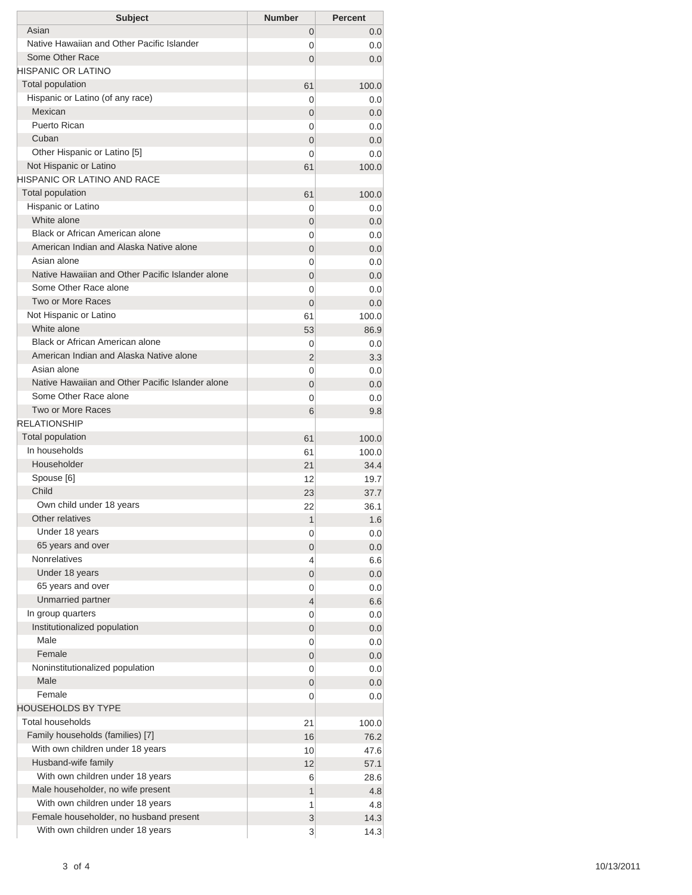| Subject | Number | Percent |
|---|---|---|
| Asian | 0 | 0.0 |
| Native Hawaiian and Other Pacific Islander | 0 | 0.0 |
| Some Other Race | 0 | 0.0 |
| HISPANIC OR LATINO | | |
| Total population | 61 | 100.0 |
| Hispanic or Latino (of any race) | 0 | 0.0 |
| Mexican | 0 | 0.0 |
| Puerto Rican | 0 | 0.0 |
| Cuban | 0 | 0.0 |
| Other Hispanic or Latino [5] | 0 | 0.0 |
| Not Hispanic or Latino | 61 | 100.0 |
| HISPANIC OR LATINO AND RACE | | |
| Total population | 61 | 100.0 |
| Hispanic or Latino | 0 | 0.0 |
| White alone | 0 | 0.0 |
| Black or African American alone | 0 | 0.0 |
| American Indian and Alaska Native alone | 0 | 0.0 |
| Asian alone | 0 | 0.0 |
| Native Hawaiian and Other Pacific Islander alone | 0 | 0.0 |
| Some Other Race alone | 0 | 0.0 |
| Two or More Races | 0 | 0.0 |
| Not Hispanic or Latino | 61 | 100.0 |
| White alone | 53 | 86.9 |
| Black or African American alone | 0 | 0.0 |
| American Indian and Alaska Native alone | 2 | 3.3 |
| Asian alone | 0 | 0.0 |
| Native Hawaiian and Other Pacific Islander alone | 0 | 0.0 |
| Some Other Race alone | 0 | 0.0 |
| Two or More Races | 6 | 9.8 |
| RELATIONSHIP | | |
| Total population | 61 | 100.0 |
| In households | 61 | 100.0 |
| Householder | 21 | 34.4 |
| Spouse [6] | 12 | 19.7 |
| Child | 23 | 37.7 |
| Own child under 18 years | 22 | 36.1 |
| Other relatives | 1 | 1.6 |
| Under 18 years | 0 | 0.0 |
| 65 years and over | 0 | 0.0 |
| Nonrelatives | 4 | 6.6 |
| Under 18 years | 0 | 0.0 |
| 65 years and over | 0 | 0.0 |
| Unmarried partner | 4 | 6.6 |
| In group quarters | 0 | 0.0 |
| Institutionalized population | 0 | 0.0 |
| Male | 0 | 0.0 |
| Female | 0 | 0.0 |
| Noninstitutionalized population | 0 | 0.0 |
| Male | 0 | 0.0 |
| Female | 0 | 0.0 |
| HOUSEHOLDS BY TYPE | | |
| Total households | 21 | 100.0 |
| Family households (families) [7] | 16 | 76.2 |
| With own children under 18 years | 10 | 47.6 |
| Husband-wife family | 12 | 57.1 |
| With own children under 18 years | 6 | 28.6 |
| Male householder, no wife present | 1 | 4.8 |
| With own children under 18 years | 1 | 4.8 |
| Female householder, no husband present | 3 | 14.3 |
| With own children under 18 years | 3 | 14.3 |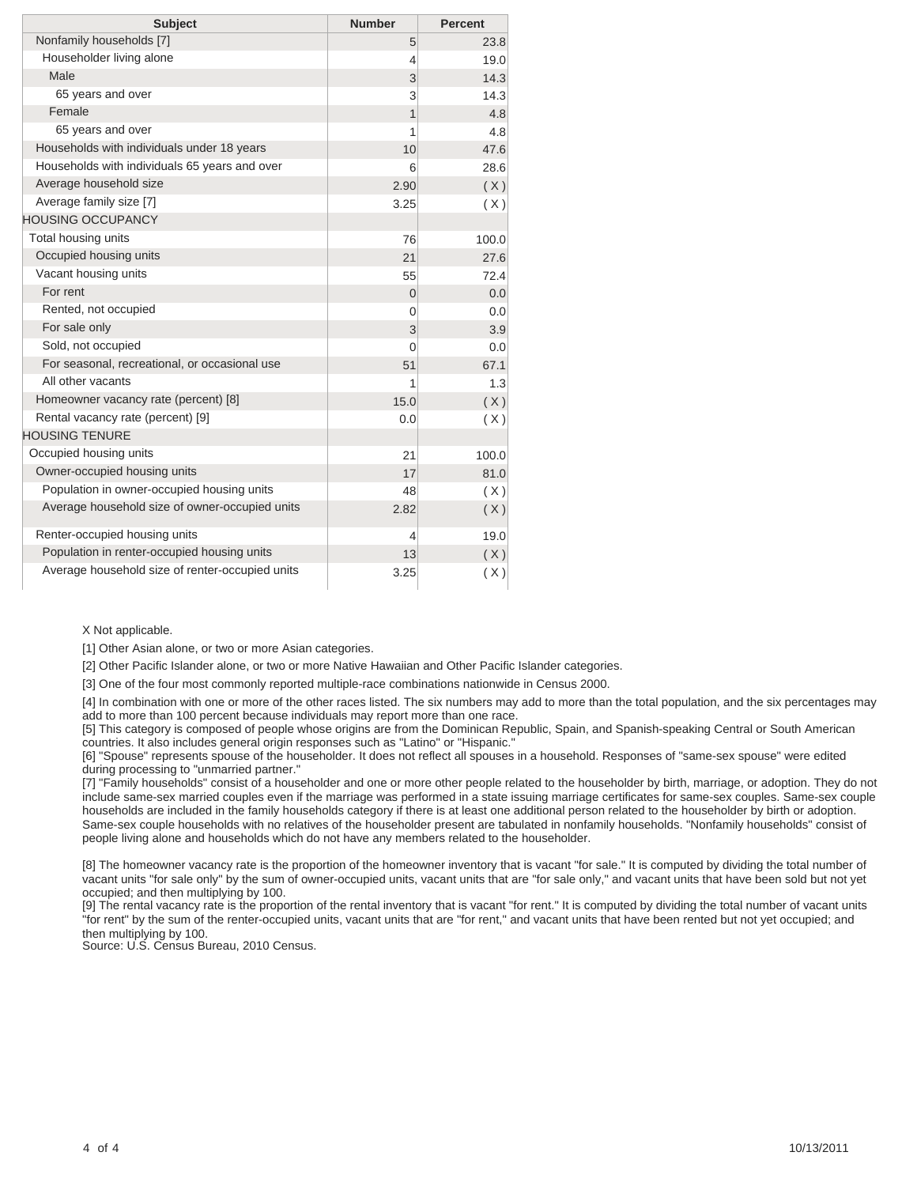| Subject | Number | Percent |
|---|---|---|
| Nonfamily households [7] | 5 | 23.8 |
| Householder living alone | 4 | 19.0 |
| Male | 3 | 14.3 |
| 65 years and over | 3 | 14.3 |
| Female | 1 | 4.8 |
| 65 years and over | 1 | 4.8 |
| Households with individuals under 18 years | 10 | 47.6 |
| Households with individuals 65 years and over | 6 | 28.6 |
| Average household size | 2.90 | ( X ) |
| Average family size [7] | 3.25 | ( X ) |
| HOUSING OCCUPANCY | | |
| Total housing units | 76 | 100.0 |
| Occupied housing units | 21 | 27.6 |
| Vacant housing units | 55 | 72.4 |
| For rent | 0 | 0.0 |
| Rented, not occupied | 0 | 0.0 |
| For sale only | 3 | 3.9 |
| Sold, not occupied | 0 | 0.0 |
| For seasonal, recreational, or occasional use | 51 | 67.1 |
| All other vacants | 1 | 1.3 |
| Homeowner vacancy rate (percent) [8] | 15.0 | ( X ) |
| Rental vacancy rate (percent) [9] | 0.0 | ( X ) |
| HOUSING TENURE | | |
| Occupied housing units | 21 | 100.0 |
| Owner-occupied housing units | 17 | 81.0 |
| Population in owner-occupied housing units | 48 | ( X ) |
| Average household size of owner-occupied units | 2.82 | ( X ) |
| Renter-occupied housing units | 4 | 19.0 |
| Population in renter-occupied housing units | 13 | ( X ) |
| Average household size of renter-occupied units | 3.25 | ( X ) |

X Not applicable.

[1] Other Asian alone, or two or more Asian categories.

[2] Other Pacific Islander alone, or two or more Native Hawaiian and Other Pacific Islander categories.

[3] One of the four most commonly reported multiple-race combinations nationwide in Census 2000.

[4] In combination with one or more of the other races listed. The six numbers may add to more than the total population, and the six percentages may add to more than 100 percent because individuals may report more than one race.

[5] This category is composed of people whose origins are from the Dominican Republic, Spain, and Spanish-speaking Central or South American countries. It also includes general origin responses such as "Latino" or "Hispanic."

[6] "Spouse" represents spouse of the householder. It does not reflect all spouses in a household. Responses of "same-sex spouse" were edited during processing to "unmarried partner."

[7] "Family households" consist of a householder and one or more other people related to the householder by birth, marriage, or adoption. They do not include same-sex married couples even if the marriage was performed in a state issuing marriage certificates for same-sex couples. Same-sex couple households are included in the family households category if there is at least one additional person related to the householder by birth or adoption. Same-sex couple households with no relatives of the householder present are tabulated in nonfamily households. "Nonfamily households" consist of people living alone and households which do not have any members related to the householder.

[8] The homeowner vacancy rate is the proportion of the homeowner inventory that is vacant "for sale." It is computed by dividing the total number of vacant units "for sale only" by the sum of owner-occupied units, vacant units that are "for sale only," and vacant units that have been sold but not yet occupied; and then multiplying by 100.

[9] The rental vacancy rate is the proportion of the rental inventory that is vacant "for rent." It is computed by dividing the total number of vacant units "for rent" by the sum of the renter-occupied units, vacant units that are "for rent," and vacant units that have been rented but not yet occupied; and then multiplying by 100.

Source: U.S. Census Bureau, 2010 Census.